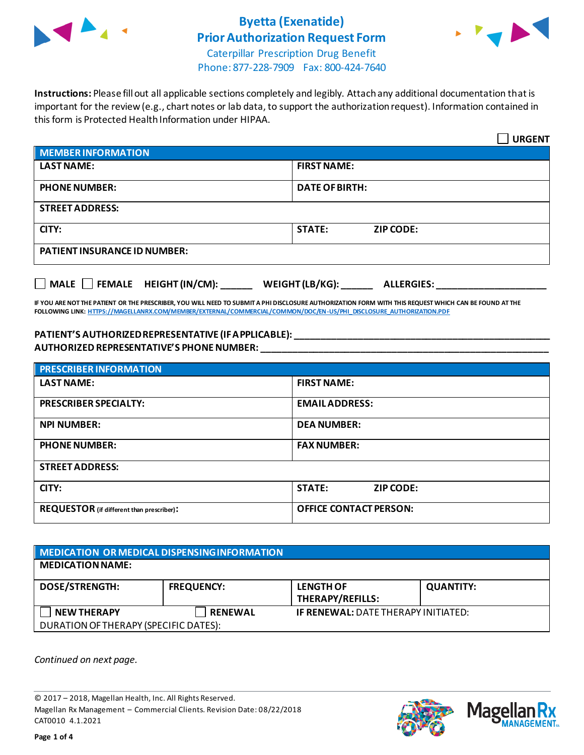# Byetta (Exenatide) Prior Authorization Request Form

Caterpillar Prescription Drug Benefit
Phone: 877-228-7909 Fax: 800-424-7640

**Instructions:** Please fill out all applicable sections completely and legibly. Attach any additional documentation that is important for the review (e.g., chart notes or lab data, to support the authorization request). Information contained in this form is Protected Health Information under HIPAA.

☐ **URGENT**

| **MEMBER INFORMATION** | | |
|---|---|---|
| **LAST NAME:** | **FIRST NAME:** | |
| **PHONE NUMBER:** | **DATE OF BIRTH:** | |
| **STREET ADDRESS:** | | |
| **CITY:** | **STATE:** | **ZIP CODE:** |
| **PATIENT INSURANCE ID NUMBER:** | | |

☐ **MALE** ☐ **FEMALE** **HEIGHT (IN/CM):** ______ **WEIGHT (LB/KG):** ______ **ALLERGIES:** ____________________

**IF YOU ARE NOT THE PATIENT OR THE PRESCRIBER, YOU WILL NEED TO SUBMIT A PHI DISCLOSURE AUTHORIZATION FORM WITH THIS REQUEST WHICH CAN BE FOUND AT THE FOLLOWING LINK:** HTTPS://MAGELLANRX.COM/MEMBER/EXTERNAL/COMMERCIAL/COMMON/DOC/EN-US/PHI_DISCLOSURE_AUTHORIZATION.PDF

**PATIENT'S AUTHORIZED REPRESENTATIVE (IF APPLICABLE):** ____________________________________________

**AUTHORIZED REPRESENTATIVE'S PHONE NUMBER:** ____________________________________________

| **PRESCRIBER INFORMATION** | | |
|---|---|---|
| **LAST NAME:** | **FIRST NAME:** | |
| **PRESCRIBER SPECIALTY:** | **EMAIL ADDRESS:** | |
| **NPI NUMBER:** | **DEA NUMBER:** | |
| **PHONE NUMBER:** | **FAX NUMBER:** | |
| **STREET ADDRESS:** | | |
| **CITY:** | **STATE:** | **ZIP CODE:** |
| **REQUESTOR** (if different than prescriber)**:** | **OFFICE CONTACT PERSON:** | |

| **MEDICATION OR MEDICAL DISPENSING INFORMATION** | | | |
|---|---|---|---|
| **MEDICATION NAME:** | | | |
| **DOSE/STRENGTH:** | **FREQUENCY:** | **LENGTH OF THERAPY/REFILLS:** | **QUANTITY:** |
| ☐ **NEW THERAPY** | ☐ **RENEWAL** | **IF RENEWAL:** DATE THERAPY INITIATED: | |
| DURATION OF THERAPY (SPECIFIC DATES): | | | |

*Continued on next page.*

© 2017 – 2018, Magellan Health, Inc. All Rights Reserved.
Magellan Rx Management – Commercial Clients. Revision Date: 08/22/2018
CAT0010 4.1.2021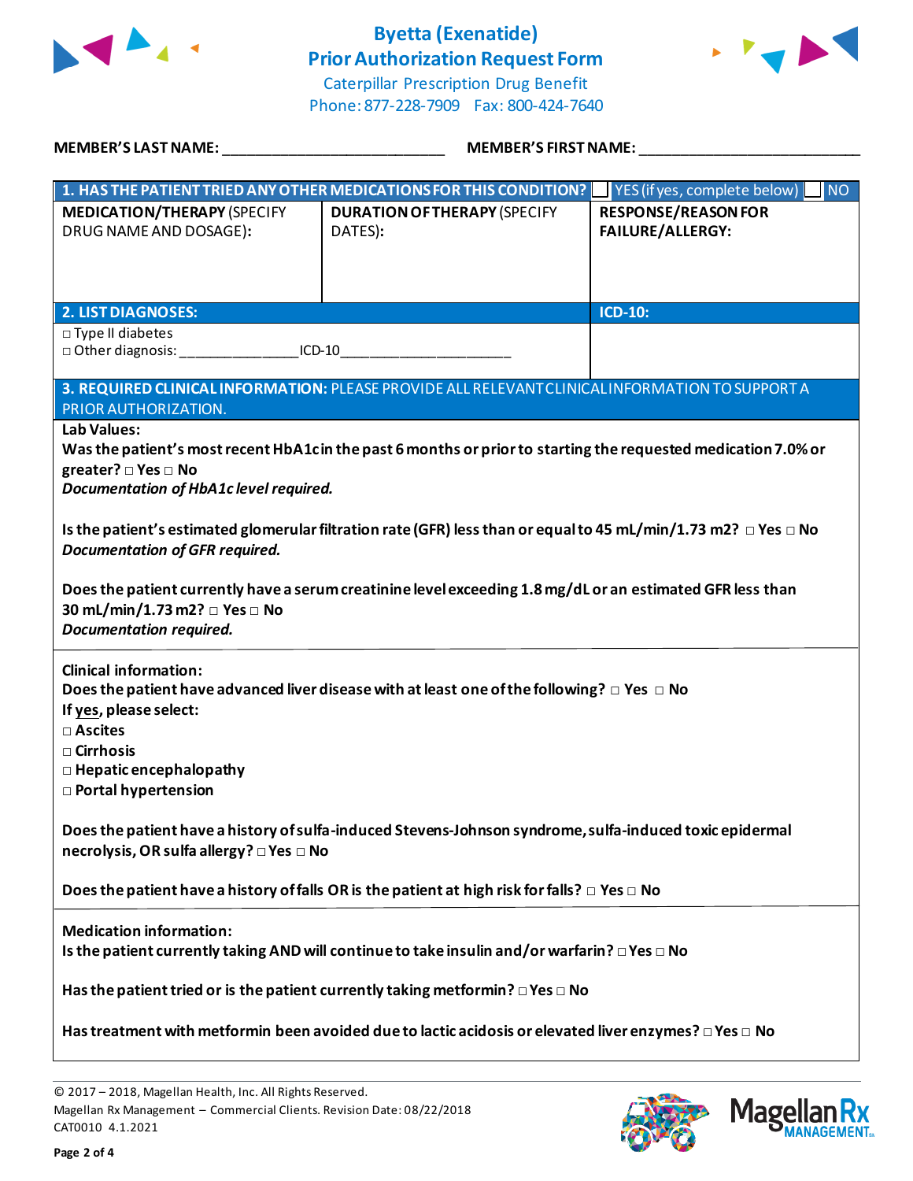# Byetta (Exenatide)
## Prior Authorization Request Form
Caterpillar Prescription Drug Benefit
Phone: 877-228-7909 Fax: 800-424-7640

**MEMBER'S LAST NAME:** ___________________________ **MEMBER'S FIRST NAME:** ___________________________

| **1. HAS THE PATIENT TRIED ANY OTHER MEDICATIONS FOR THIS CONDITION?** | ☐ YES (if yes, complete below) | ☐ NO |
|---|---|---|
| **MEDICATION/THERAPY** (SPECIFY DRUG NAME AND DOSAGE): | **DURATION OF THERAPY** (SPECIFY DATES): | **RESPONSE/REASON FOR FAILURE/ALLERGY:** |
| | | |

| **2. LIST DIAGNOSES:** | **ICD-10:** |
|---|---|
| □ Type II diabetes<br>□ Other diagnosis: _______________ICD-10______________________ | |

**3. REQUIRED CLINICAL INFORMATION:** PLEASE PROVIDE ALL RELEVANT CLINICAL INFORMATION TO SUPPORT A PRIOR AUTHORIZATION.

**Lab Values:**

**Was the patient's most recent HbA1c in the past 6 months or prior to starting the requested medication 7.0% or greater? □ Yes □ No**
***Documentation of HbA1c level required.***

**Is the patient's estimated glomerular filtration rate (GFR) less than or equal to 45 mL/min/1.73 m2? □ Yes □ No**
***Documentation of GFR required.***

**Does the patient currently have a serum creatinine level exceeding 1.8 mg/dL or an estimated GFR less than 30 mL/min/1.73 m2? □ Yes □ No**
***Documentation required.***

**Clinical information:**

**Does the patient have advanced liver disease with at least one of the following? □ Yes □ No**
**If yes, please select:**
- **□ Ascites**
- **□ Cirrhosis**
- **□ Hepatic encephalopathy**
- **□ Portal hypertension**

**Does the patient have a history of sulfa-induced Stevens-Johnson syndrome, sulfa-induced toxic epidermal necrolysis, OR sulfa allergy? □ Yes □ No**

**Does the patient have a history of falls OR is the patient at high risk for falls? □ Yes □ No**

**Medication information:**

**Is the patient currently taking AND will continue to take insulin and/or warfarin? □ Yes □ No**

**Has the patient tried or is the patient currently taking metformin? □ Yes □ No**

**Has treatment with metformin been avoided due to lactic acidosis or elevated liver enzymes? □ Yes □ No**

© 2017 – 2018, Magellan Health, Inc. All Rights Reserved.
Magellan Rx Management – Commercial Clients. Revision Date: 08/22/2018
CAT0010 4.1.2021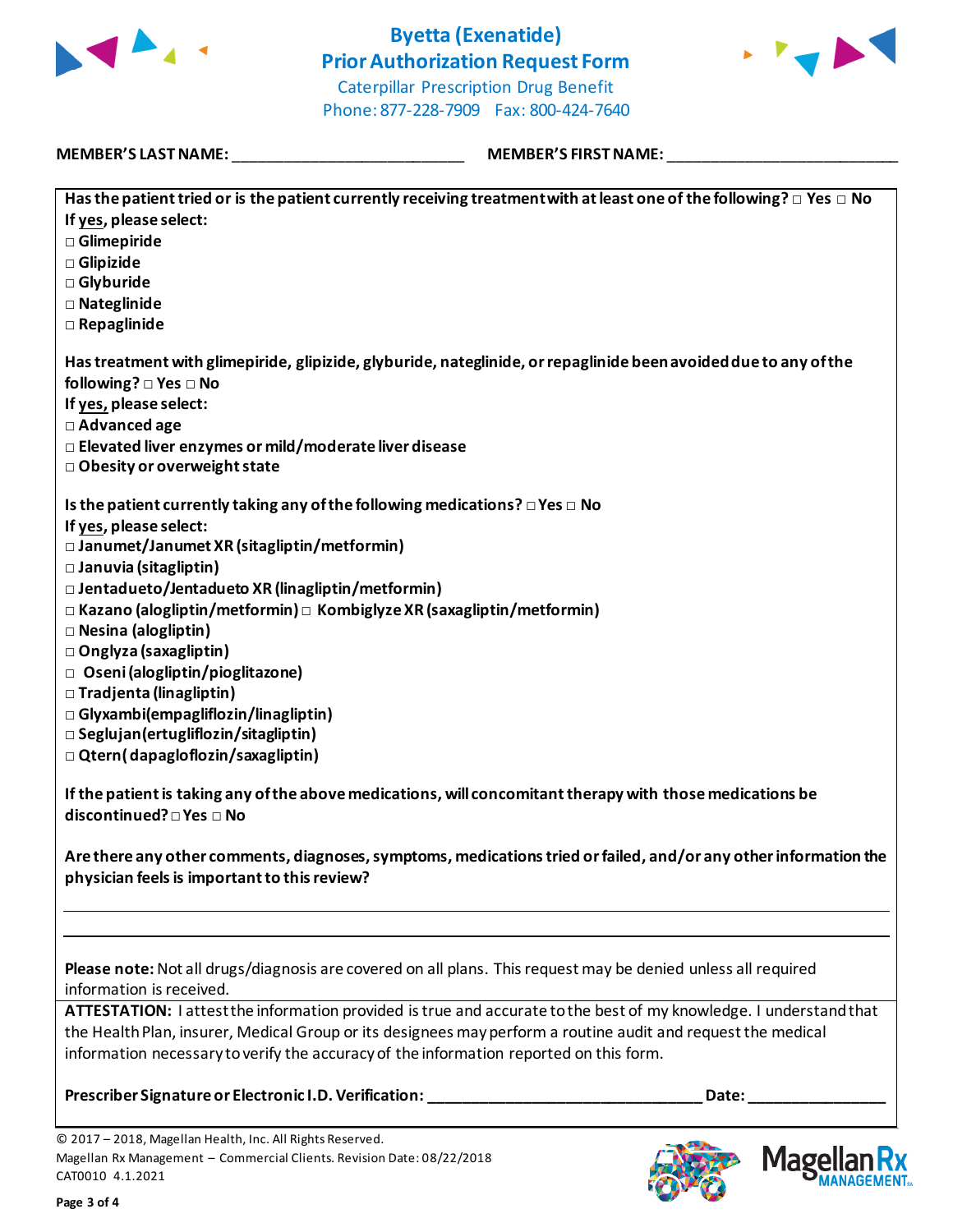# Byetta (Exenatide)
# Prior Authorization Request Form

Caterpillar Prescription Drug Benefit
Phone: 877-228-7909 Fax: 800-424-7640

**MEMBER'S LAST NAME:** ___________________________ **MEMBER'S FIRST NAME:** ___________________________

**Has the patient tried or is the patient currently receiving treatment with at least one of the following?** □ **Yes** □ **No**
**If yes, please select:**
□ **Glimepiride**
□ **Glipizide**
□ **Glyburide**
□ **Nateglinide**
□ **Repaglinide**

**Has treatment with glimepiride, glipizide, glyburide, nateglinide, or repaglinide been avoided due to any of the following?** □ **Yes** □ **No**
**If yes, please select:**
□ **Advanced age**
□ **Elevated liver enzymes or mild/moderate liver disease**
□ **Obesity or overweight state**

**Is the patient currently taking any of the following medications?** □ **Yes** □ **No**
**If yes, please select:**
□ **Janumet/Janumet XR (sitagliptin/metformin)**
□ **Januvia (sitagliptin)**
□ **Jentadueto/Jentadueto XR (linagliptin/metformin)**
□ **Kazano (alogliptin/metformin)** □ **Kombiglyze XR (saxagliptin/metformin)**
□ **Nesina (alogliptin)**
□ **Onglyza (saxagliptin)**
□ **Oseni (alogliptin/pioglitazone)**
□ **Tradjenta (linagliptin)**
□ **Glyxambi(empagliflozin/linagliptin)**
□ **Seglujan(ertugliflozin/sitagliptin)**
□ **Qtern( dapagloflozin/saxagliptin)**

**If the patient is taking any of the above medications, will concomitant therapy with those medications be discontinued?** □ **Yes** □ **No**

**Are there any other comments, diagnoses, symptoms, medications tried or failed, and/or any other information the physician feels is important to this review?**

_____________________________________________________________________________

_____________________________________________________________________________

**Please note:** Not all drugs/diagnosis are covered on all plans. This request may be denied unless all required information is received.

**ATTESTATION:** I attest the information provided is true and accurate to the best of my knowledge. I understand that the Health Plan, insurer, Medical Group or its designees may perform a routine audit and request the medical information necessary to verify the accuracy of the information reported on this form.

**Prescriber Signature or Electronic I.D. Verification:** _______________________________ **Date:** ________________

© 2017 – 2018, Magellan Health, Inc. All Rights Reserved.
Magellan Rx Management – Commercial Clients. Revision Date: 08/22/2018
CAT0010 4.1.2021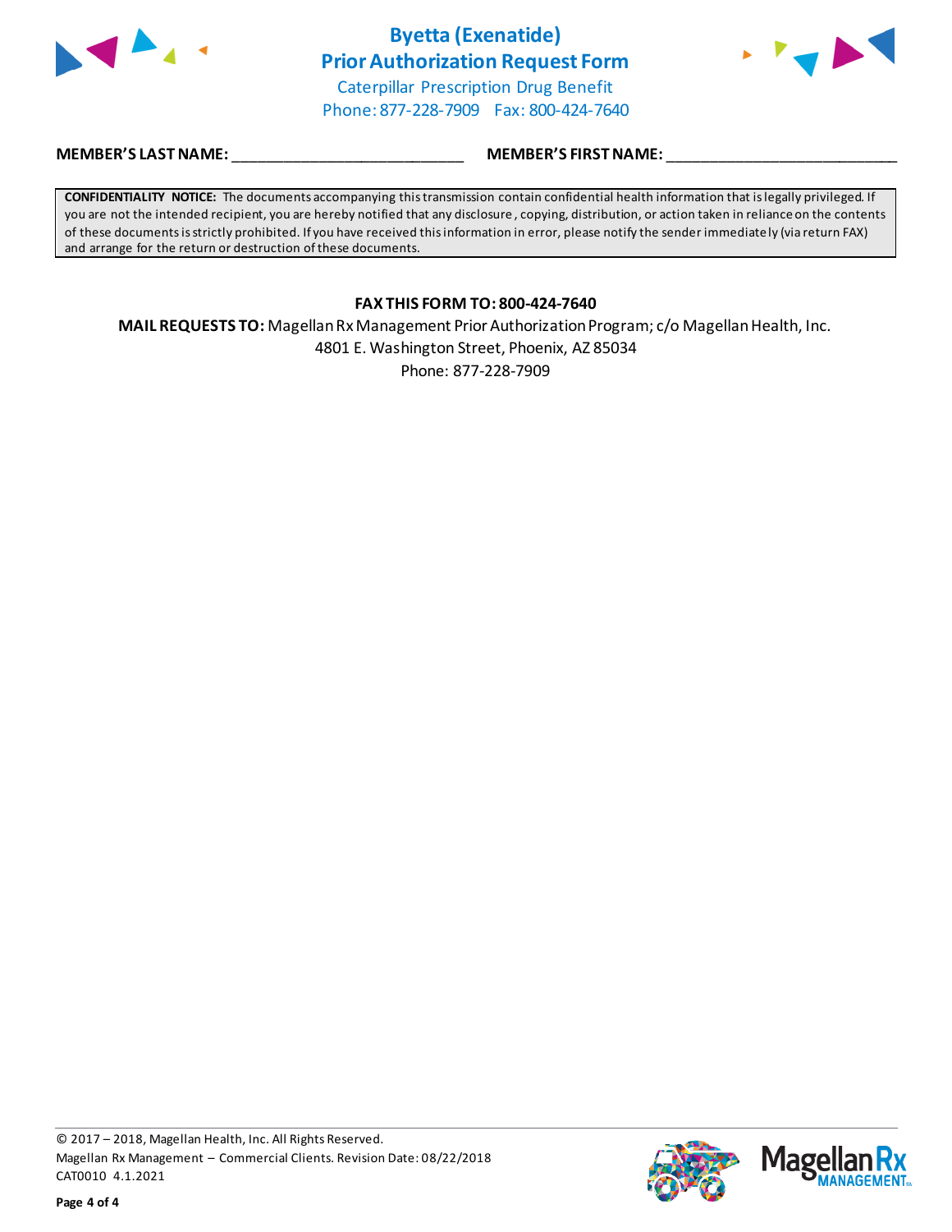# Byetta (Exenatide)
## Prior Authorization Request Form

Caterpillar Prescription Drug Benefit
Phone: 877-228-7909 Fax: 800-424-7640

**MEMBER'S LAST NAME:** ___________________________ **MEMBER'S FIRST NAME:** ___________________________

**CONFIDENTIALITY NOTICE:** The documents accompanying this transmission contain confidential health information that is legally privileged. If you are not the intended recipient, you are hereby notified that any disclosure, copying, distribution, or action taken in reliance on the contents of these documents is strictly prohibited. If you have received this information in error, please notify the sender immediately (via return FAX) and arrange for the return or destruction of these documents.

**FAX THIS FORM TO: 800-424-7640**

**MAIL REQUESTS TO:** Magellan Rx Management Prior Authorization Program; c/o Magellan Health, Inc.
4801 E. Washington Street, Phoenix, AZ 85034
Phone: 877-228-7909

© 2017 – 2018, Magellan Health, Inc. All Rights Reserved.
Magellan Rx Management – Commercial Clients. Revision Date: 08/22/2018
CAT0010 4.1.2021